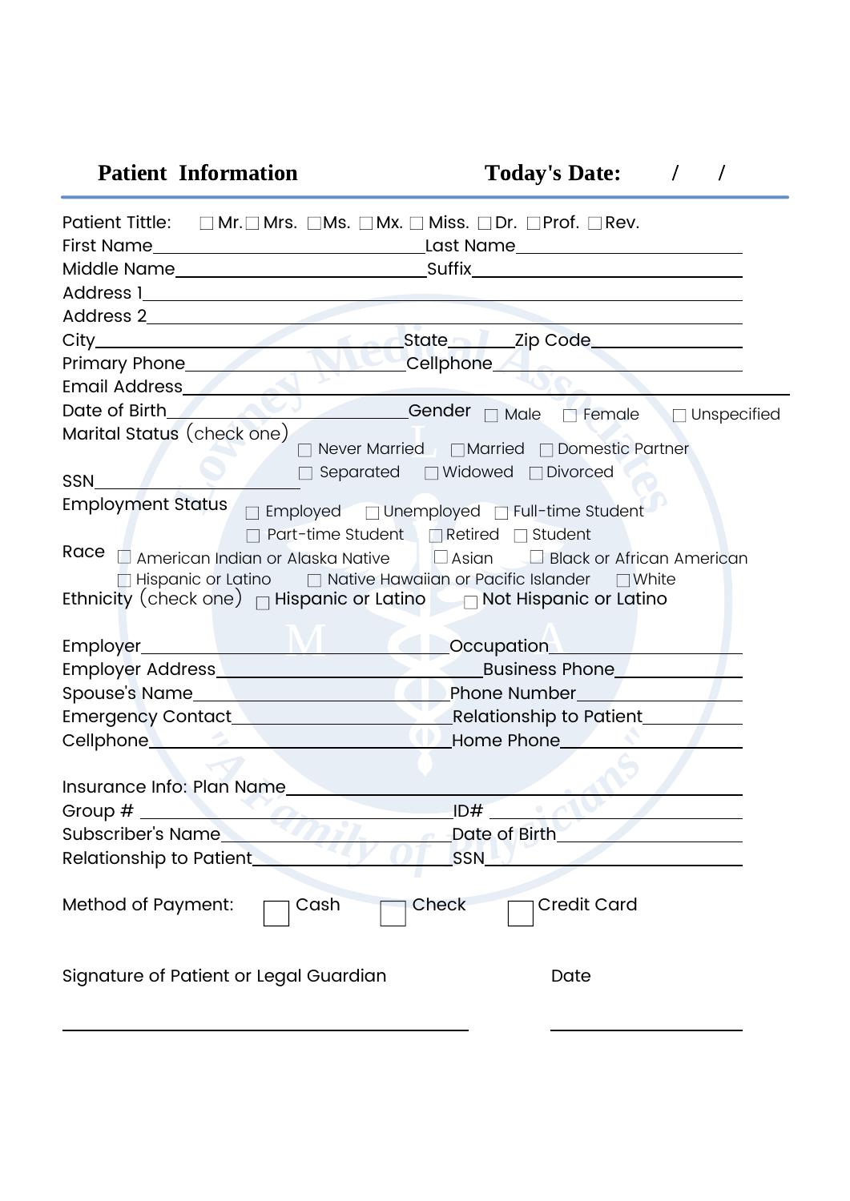## Patient Information &nbsp;&nbsp;&nbsp;&nbsp;&nbsp;&nbsp;&nbsp;&nbsp; Today's Date: &nbsp;&nbsp; / &nbsp;&nbsp; /

Patient Tittle: ☐ Mr. ☐ Mrs. ☐ Ms. ☐ Mx. ☐ Miss. ☐ Dr. ☐ Prof. ☐ Rev.

First Name________________________ Last Name________________________

Middle Name________________________ Suffix________________________

Address 1________________________________________________

Address 2________________________________________________

City________________________ State______ Zip Code________________

Primary Phone________________________ Cellphone________________________

Email Address________________________________________________

Date of Birth________________________ Gender ☐ Male ☐ Female ☐ Unspecified

Marital Status (check one) ☐ Never Married ☐ Married ☐ Domestic Partner ☐ Separated ☐ Widowed ☐ Divorced

SSN________________________

Employment Status ☐ Employed ☐ Unemployed ☐ Full-time Student ☐ Part-time Student ☐ Retired ☐ Student

Race ☐ American Indian or Alaska Native ☐ Asian ☐ Black or African American ☐ Hispanic or Latino ☐ Native Hawaiian or Pacific Islander ☐ White

Ethnicity (check one) ☐ Hispanic or Latino ☐ Not Hispanic or Latino

Employer________________________ Occupation________________________

Employer Address________________________ Business Phone________________

Spouse's Name________________________ Phone Number________________________

Emergency Contact________________________ Relationship to Patient________________

Cellphone________________________ Home Phone________________________

Insurance Info: Plan Name________________________________________________

Group # ________________________ ID# ________________________

Subscriber's Name________________________ Date of Birth________________________

Relationship to Patient________________________ SSN________________________

Method of Payment: ☐ Cash ☐ Check ☐ Credit Card

Signature of Patient or Legal Guardian &nbsp;&nbsp;&nbsp;&nbsp;&nbsp;&nbsp;&nbsp;&nbsp; Date

________________________________________ &nbsp;&nbsp;&nbsp;&nbsp; ________________________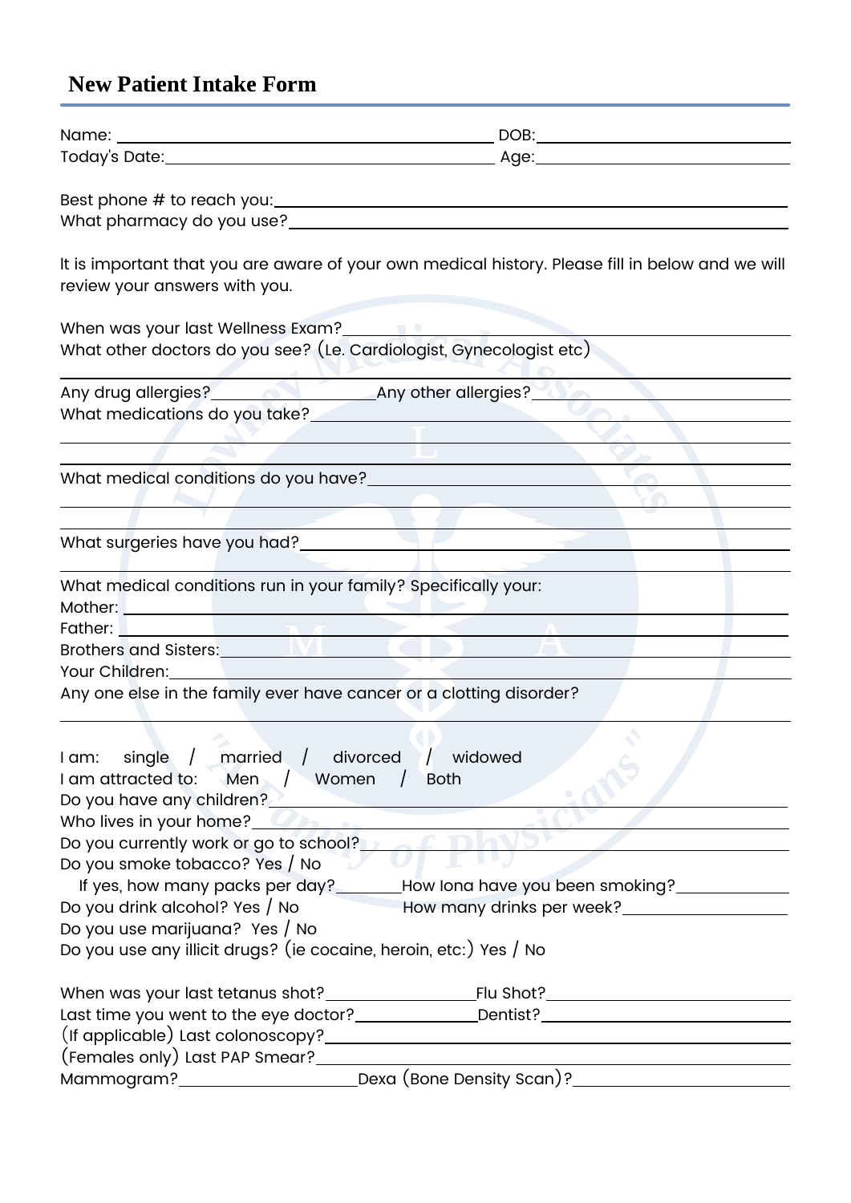# New Patient Intake Form

Name: ______________________________ DOB: ______________________
Today's Date: __________________________ Age: ______________________

Best phone # to reach you: ______________________________________
What pharmacy do you use? ______________________________________

It is important that you are aware of your own medical history. Please fill in below and we will review your answers with you.

When was your last Wellness Exam? ______________________________
What other doctors do you see? (Ie. Cardiologist, Gynecologist etc)

______________________________________________________________

Any drug allergies? ______________ Any other allergies? ______________
What medications do you take? __________________________________

______________________________________________________________

______________________________________________________________

What medical conditions do you have? ____________________________

______________________________________________________________

______________________________________________________________

What surgeries have you had? ___________________________________

______________________________________________________________

What medical conditions run in your family? Specifically your:
Mother: ______________________________________________________
Father: ______________________________________________________
Brothers and Sisters: _________________________________________
Your Children: _______________________________________________
Any one else in the family ever have cancer or a clotting disorder?

______________________________________________________________

I am: single / married / divorced / widowed
I am attracted to: Men / Women / Both
Do you have any children? _____________________________________
Who lives in your home? _______________________________________
Do you currently work or go to school? __________________________
Do you smoke tobacco? Yes / No
If yes, how many packs per day? _______ How lona have you been smoking? __________
Do you drink alcohol? Yes / No How many drinks per week? __________
Do you use marijuana? Yes / No
Do you use any illicit drugs? (ie cocaine, heroin, etc:) Yes / No

When was your last tetanus shot? ______________ Flu Shot? ______________
Last time you went to the eye doctor? ______________ Dentist? ______________
(If applicable) Last colonoscopy? _______________________________
(Females only) Last PAP Smear? ________________________________
Mammogram? ______________ Dexa (Bone Density Scan)? ______________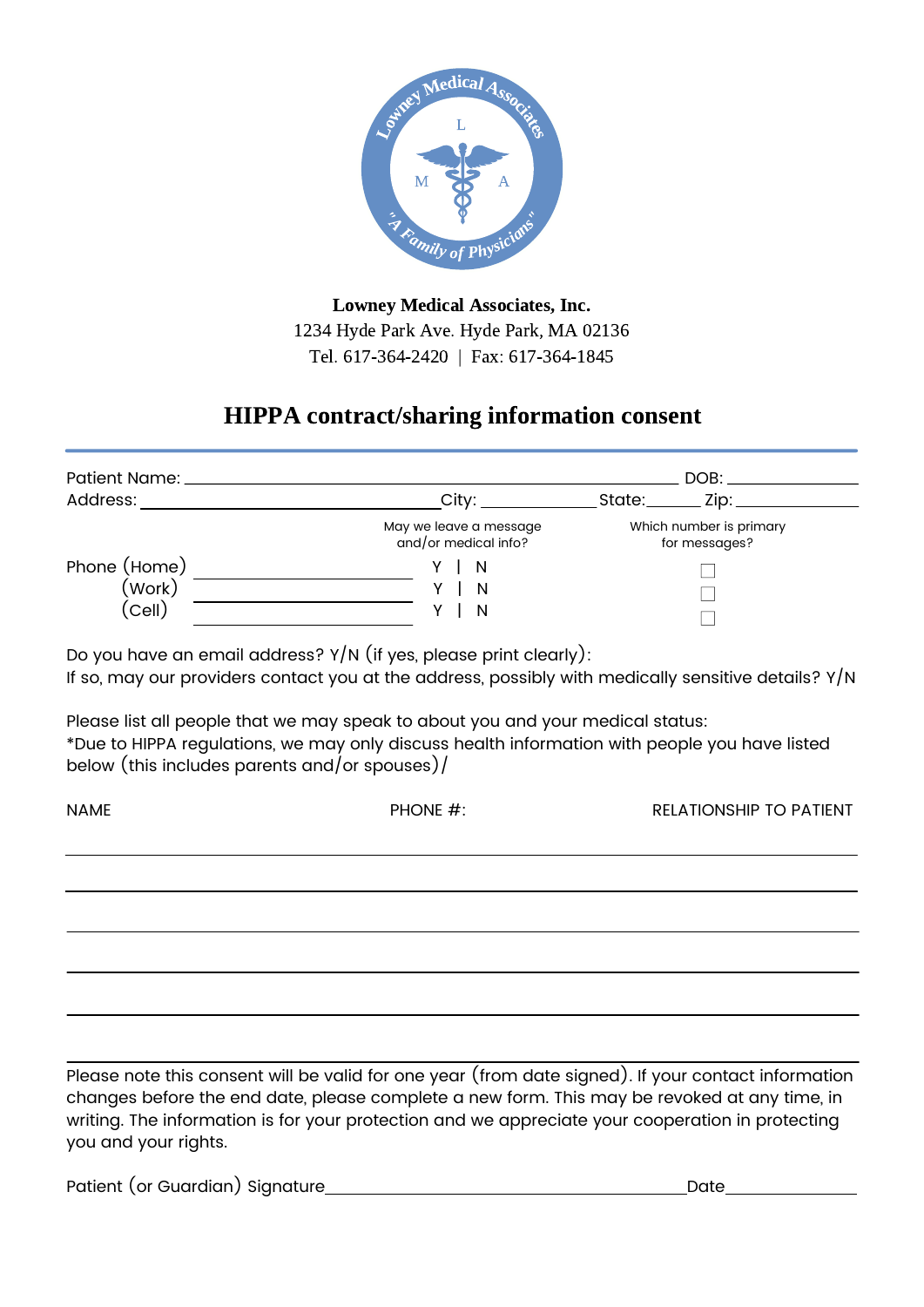**Lowney Medical Associates, Inc.**
1234 Hyde Park Ave. Hyde Park, MA 02136
Tel. 617-364-2420 | Fax: 617-364-1845

## HIPPA contract/sharing information consent

Patient Name: ______________________________ DOB: ____________

Address: ______________________ City: __________ State: ______ Zip: __________

| Phone | | May we leave a message and/or medical info? | Which number is primary for messages? |
|---|---|---|---|
| (Home) | ____________ | Y \| N | ☐ |
| (Work) | ____________ | Y \| N | ☐ |
| (Cell) | ____________ | Y \| N | ☐ |

Do you have an email address? Y/N (if yes, please print clearly):
If so, may our providers contact you at the address, possibly with medically sensitive details? Y/N

Please list all people that we may speak to about you and your medical status:
*Due to HIPPA regulations, we may only discuss health information with people you have listed below (this includes parents and/or spouses)/

| NAME | PHONE #: | RELATIONSHIP TO PATIENT |
|---|---|---|
| | | |
| | | |
| | | |
| | | |
| | | |

Please note this consent will be valid for one year (from date signed). If your contact information changes before the end date, please complete a new form. This may be revoked at any time, in writing. The information is for your protection and we appreciate your cooperation in protecting you and your rights.

Patient (or Guardian) Signature______________________________ Date____________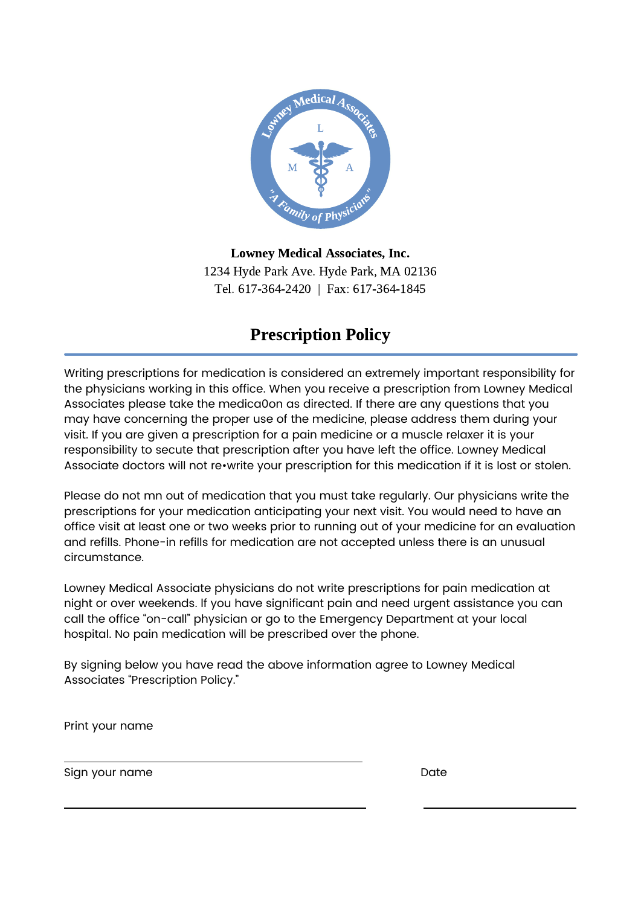**Lowney Medical Associates, Inc.**
1234 Hyde Park Ave. Hyde Park, MA 02136
Tel. 617-364-2420 | Fax: 617-364-1845

# Prescription Policy

Writing prescriptions for medication is considered an extremely important responsibility for the physicians working in this office. When you receive a prescription from Lowney Medical Associates please take the medica0on as directed. If there are any questions that you may have concerning the proper use of the medicine, please address them during your visit. If you are given a prescription for a pain medicine or a muscle relaxer it is your responsibility to secute that prescription after you have left the office. Lowney Medical Associate doctors will not re•write your prescription for this medication if it is lost or stolen.

Please do not mn out of medication that you must take regularly. Our physicians write the prescriptions for your medication anticipating your next visit. You would need to have an office visit at least one or two weeks prior to running out of your medicine for an evaluation and refills. Phone-in refills for medication are not accepted unless there is an unusual circumstance.

Lowney Medical Associate physicians do not write prescriptions for pain medication at night or over weekends. If you have significant pain and need urgent assistance you can call the office "on-call" physician or go to the Emergency Department at your local hospital. No pain medication will be prescribed over the phone.

By signing below you have read the above information agree to Lowney Medical Associates "Prescription Policy."

Print your name

_______________________________________________

Sign your name _______________________________________________

Date _______________________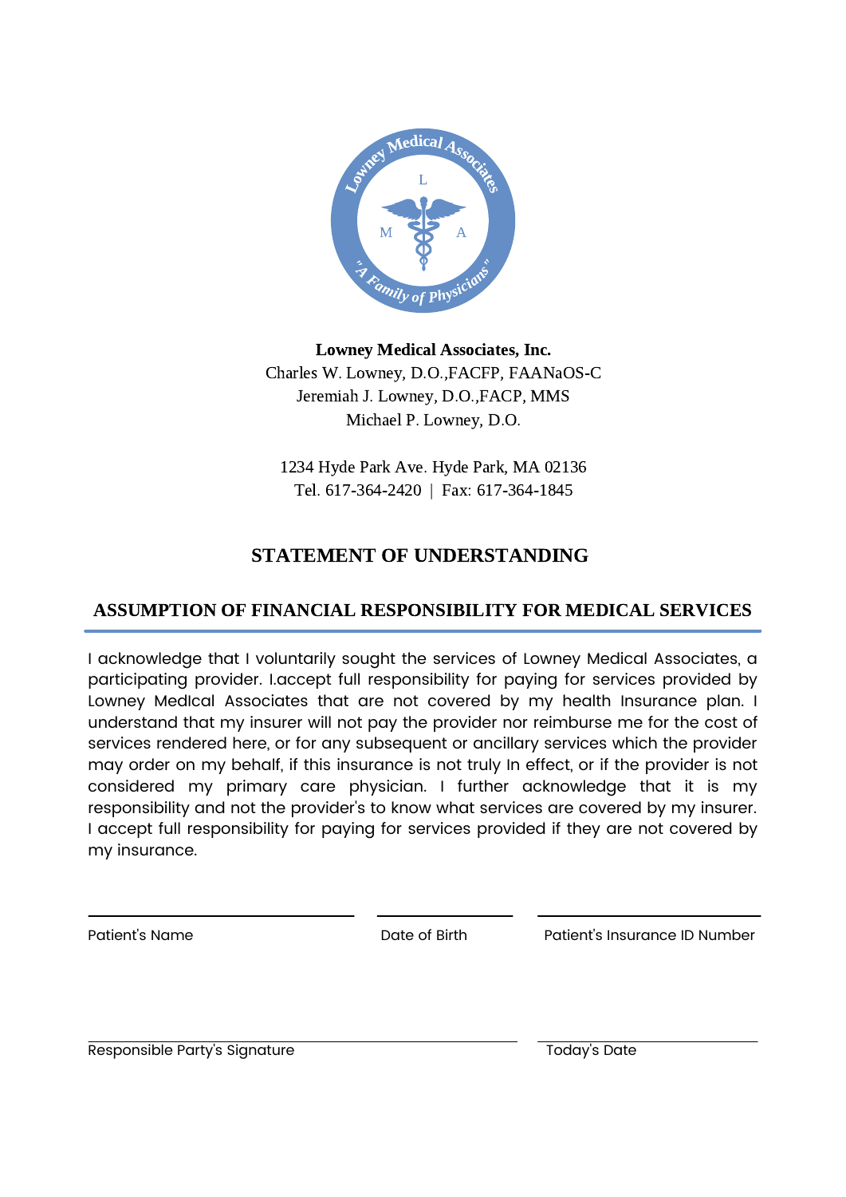**Lowney Medical Associates, Inc.**
Charles W. Lowney, D.O.,FACFP, FAANaOS-C
Jeremiah J. Lowney, D.O.,FACP, MMS
Michael P. Lowney, D.O.

1234 Hyde Park Ave. Hyde Park, MA 02136
Tel. 617-364-2420 | Fax: 617-364-1845

## STATEMENT OF UNDERSTANDING

### ASSUMPTION OF FINANCIAL RESPONSIBILITY FOR MEDICAL SERVICES

I acknowledge that I voluntarily sought the services of Lowney Medical Associates, a participating provider. I.accept full responsibility for paying for services provided by Lowney MedIcal Associates that are not covered by my health Insurance plan. I understand that my insurer will not pay the provider nor reimburse me for the cost of services rendered here, or for any subsequent or ancillary services which the provider may order on my behalf, if this insurance is not truly In effect, or if the provider is not considered my primary care physician. I further acknowledge that it is my responsibility and not the provider's to know what services are covered by my insurer. I accept full responsibility for paying for services provided if they are not covered by my insurance.

Patient's Name ______________________ Date of Birth ______________ Patient's Insurance ID Number ______________________

Responsible Party's Signature ______________________ Today's Date ______________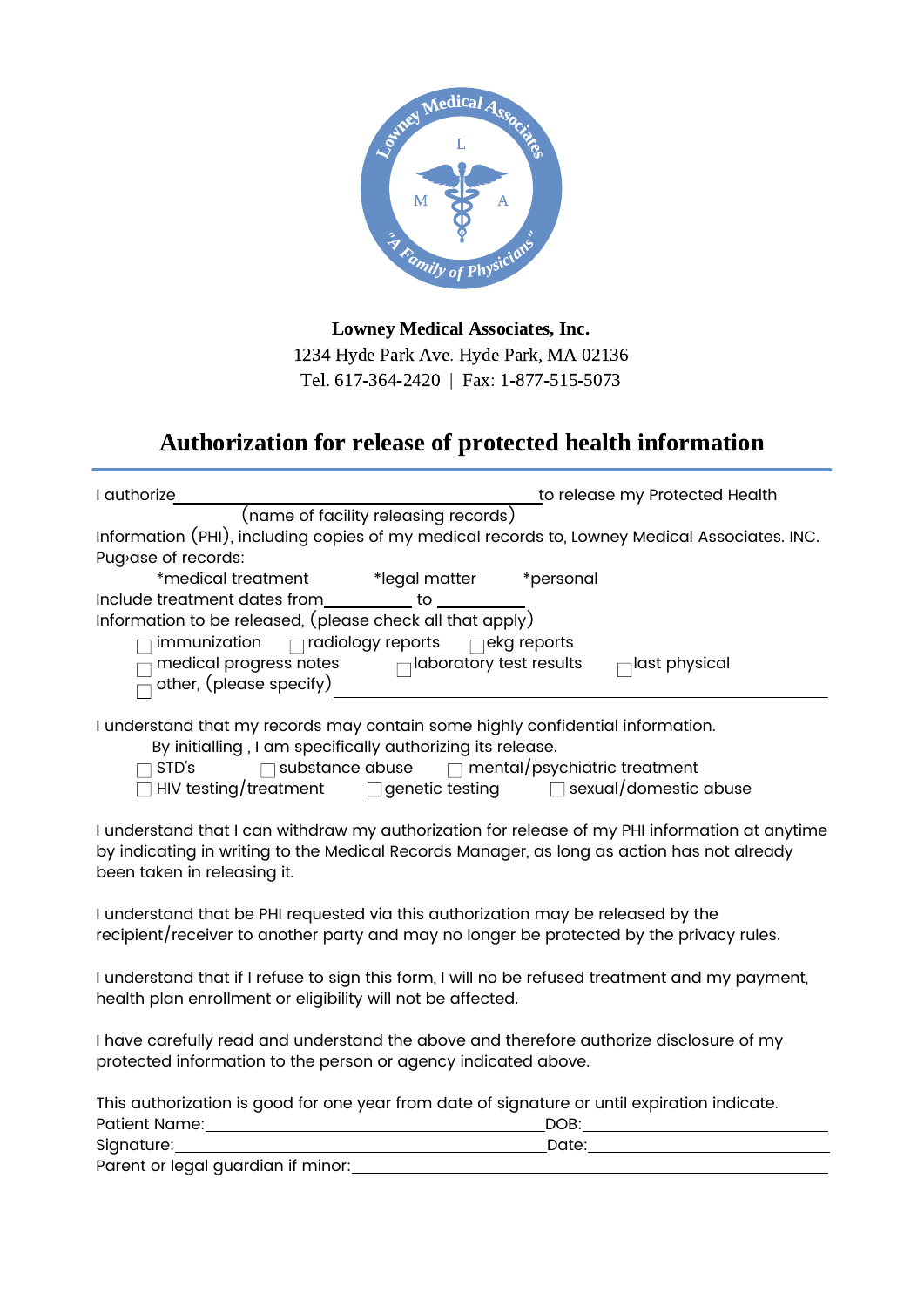Lowney Medical Associates

L M A

"A Family of Physicians"

**Lowney Medical Associates, Inc.**
1234 Hyde Park Ave. Hyde Park, MA 02136
Tel. 617-364-2420 | Fax: 1-877-515-5073

# Authorization for release of protected health information

I authorize ________________________________________ to release my Protected Health
(name of facility releasing records)
Information (PHI), including copies of my medical records to, Lowney Medical Associates. INC.
Pug›ase of records:

*medical treatment *legal matter *personal

Include treatment dates from__________ to __________

Information to be released, (please check all that apply)

☐ immunization ☐ radiology reports ☐ ekg reports
☐ medical progress notes ☐ laboratory test results ☐ last physical
☐ other, (please specify) ________________________________________

I understand that my records may contain some highly confidential information.
By initialling , I am specifically authorizing its release.

☐ STD's ☐ substance abuse ☐ mental/psychiatric treatment
☐ HIV testing/treatment ☐ genetic testing ☐ sexual/domestic abuse

I understand that I can withdraw my authorization for release of my PHI information at anytime by indicating in writing to the Medical Records Manager, as long as action has not already been taken in releasing it.

I understand that be PHI requested via this authorization may be released by the recipient/receiver to another party and may no longer be protected by the privacy rules.

I understand that if I refuse to sign this form, I will no be refused treatment and my payment, health plan enrollment or eligibility will not be affected.

I have carefully read and understand the above and therefore authorize disclosure of my protected information to the person or agency indicated above.

This authorization is good for one year from date of signature or until expiration indicate.
Patient Name:________________________________________DOB:____________________
Signature:________________________________________Date:____________________
Parent or legal guardian if minor:________________________________________